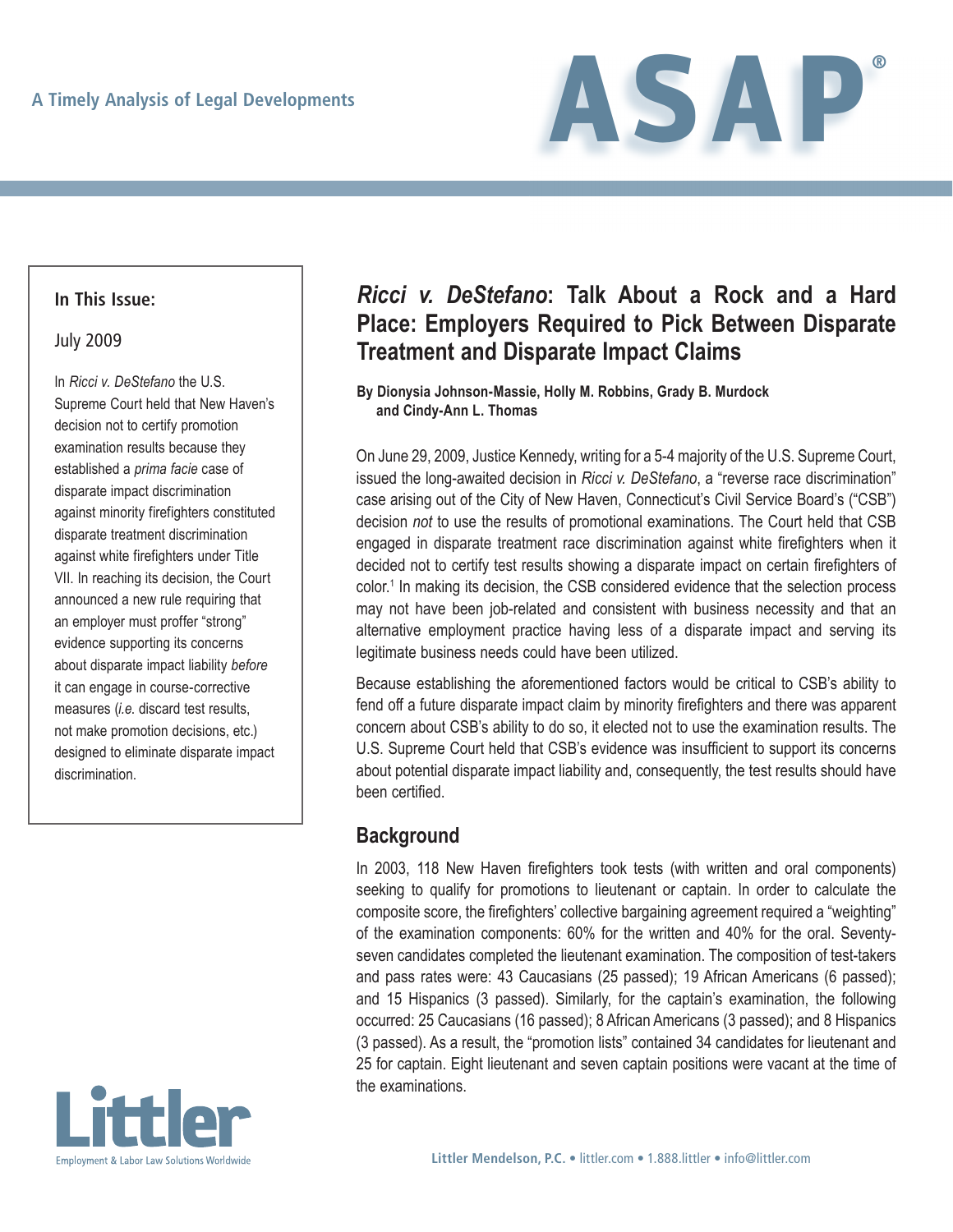A Timely Analysis of Legal Developments

# ASAP®

**In This Issue:**

July 2009

In *Ricci v. DeStefano* the U.S. Supreme Court held that New Haven's decision not to certify promotion examination results because they established a *prima facie* case of disparate impact discrimination against minority firefighters constituted disparate treatment discrimination against white firefighters under Title VII. In reaching its decision, the Court announced a new rule requiring that an employer must proffer "strong" evidence supporting its concerns about disparate impact liability *before* it can engage in course-corrective measures (*i.e.* discard test results, not make promotion decisions, etc.) designed to eliminate disparate impact discrimination.

# *Ricci v. DeStefano*: Talk About a Rock and a Hard Place: Employers Required to Pick Between Disparate Treatment and Disparate Impact Claims

**By Dionysia Johnson-Massie, Holly M. Robbins, Grady B. Murdock and Cindy-Ann L. Thomas**

On June 29, 2009, Justice Kennedy, writing for a 5-4 majority of the U.S. Supreme Court, issued the long-awaited decision in *Ricci v. DeStefano*, a "reverse race discrimination" case arising out of the City of New Haven, Connecticut's Civil Service Board's ("CSB") decision *not* to use the results of promotional examinations. The Court held that CSB engaged in disparate treatment race discrimination against white firefighters when it decided not to certify test results showing a disparate impact on certain firefighters of color.[1] In making its decision, the CSB considered evidence that the selection process may not have been job-related and consistent with business necessity and that an alternative employment practice having less of a disparate impact and serving its legitimate business needs could have been utilized.

Because establishing the aforementioned factors would be critical to CSB's ability to fend off a future disparate impact claim by minority firefighters and there was apparent concern about CSB's ability to do so, it elected not to use the examination results. The U.S. Supreme Court held that CSB's evidence was insufficient to support its concerns about potential disparate impact liability and, consequently, the test results should have been certified.

## Background

In 2003, 118 New Haven firefighters took tests (with written and oral components) seeking to qualify for promotions to lieutenant or captain. In order to calculate the composite score, the firefighters' collective bargaining agreement required a "weighting" of the examination components: 60% for the written and 40% for the oral. Seventy-seven candidates completed the lieutenant examination. The composition of test-takers and pass rates were: 43 Caucasians (25 passed); 19 African Americans (6 passed); and 15 Hispanics (3 passed). Similarly, for the captain's examination, the following occurred: 25 Caucasians (16 passed); 8 African Americans (3 passed); and 8 Hispanics (3 passed). As a result, the "promotion lists" contained 34 candidates for lieutenant and 25 for captain. Eight lieutenant and seven captain positions were vacant at the time of the examinations.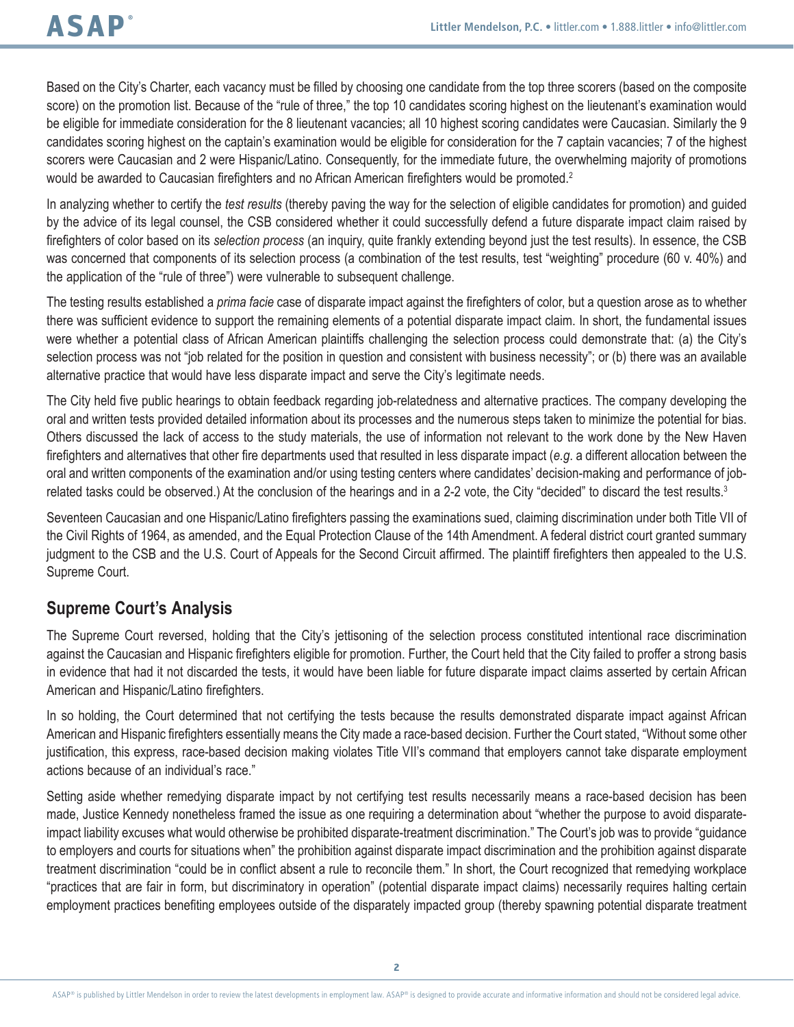Based on the City's Charter, each vacancy must be filled by choosing one candidate from the top three scorers (based on the composite score) on the promotion list. Because of the "rule of three," the top 10 candidates scoring highest on the lieutenant's examination would be eligible for immediate consideration for the 8 lieutenant vacancies; all 10 highest scoring candidates were Caucasian. Similarly the 9 candidates scoring highest on the captain's examination would be eligible for consideration for the 7 captain vacancies; 7 of the highest scorers were Caucasian and 2 were Hispanic/Latino. Consequently, for the immediate future, the overwhelming majority of promotions would be awarded to Caucasian firefighters and no African American firefighters would be promoted.[2]

In analyzing whether to certify the *test results* (thereby paving the way for the selection of eligible candidates for promotion) and guided by the advice of its legal counsel, the CSB considered whether it could successfully defend a future disparate impact claim raised by firefighters of color based on its *selection process* (an inquiry, quite frankly extending beyond just the test results). In essence, the CSB was concerned that components of its selection process (a combination of the test results, test "weighting" procedure (60 v. 40%) and the application of the "rule of three") were vulnerable to subsequent challenge.

The testing results established a *prima facie* case of disparate impact against the firefighters of color, but a question arose as to whether there was sufficient evidence to support the remaining elements of a potential disparate impact claim. In short, the fundamental issues were whether a potential class of African American plaintiffs challenging the selection process could demonstrate that: (a) the City's selection process was not "job related for the position in question and consistent with business necessity"; or (b) there was an available alternative practice that would have less disparate impact and serve the City's legitimate needs.

The City held five public hearings to obtain feedback regarding job-relatedness and alternative practices. The company developing the oral and written tests provided detailed information about its processes and the numerous steps taken to minimize the potential for bias. Others discussed the lack of access to the study materials, the use of information not relevant to the work done by the New Haven firefighters and alternatives that other fire departments used that resulted in less disparate impact (*e.g*. a different allocation between the oral and written components of the examination and/or using testing centers where candidates' decision-making and performance of job-related tasks could be observed.) At the conclusion of the hearings and in a 2-2 vote, the City "decided" to discard the test results.[3]

Seventeen Caucasian and one Hispanic/Latino firefighters passing the examinations sued, claiming discrimination under both Title VII of the Civil Rights of 1964, as amended, and the Equal Protection Clause of the 14th Amendment. A federal district court granted summary judgment to the CSB and the U.S. Court of Appeals for the Second Circuit affirmed. The plaintiff firefighters then appealed to the U.S. Supreme Court.

## Supreme Court's Analysis

The Supreme Court reversed, holding that the City's jettisoning of the selection process constituted intentional race discrimination against the Caucasian and Hispanic firefighters eligible for promotion. Further, the Court held that the City failed to proffer a strong basis in evidence that had it not discarded the tests, it would have been liable for future disparate impact claims asserted by certain African American and Hispanic/Latino firefighters.

In so holding, the Court determined that not certifying the tests because the results demonstrated disparate impact against African American and Hispanic firefighters essentially means the City made a race-based decision. Further the Court stated, "Without some other justification, this express, race-based decision making violates Title VII's command that employers cannot take disparate employment actions because of an individual's race."

Setting aside whether remedying disparate impact by not certifying test results necessarily means a race-based decision has been made, Justice Kennedy nonetheless framed the issue as one requiring a determination about "whether the purpose to avoid disparate-impact liability excuses what would otherwise be prohibited disparate-treatment discrimination." The Court's job was to provide "guidance to employers and courts for situations when" the prohibition against disparate impact discrimination and the prohibition against disparate treatment discrimination "could be in conflict absent a rule to reconcile them." In short, the Court recognized that remedying workplace "practices that are fair in form, but discriminatory in operation" (potential disparate impact claims) necessarily requires halting certain employment practices benefiting employees outside of the disparately impacted group (thereby spawning potential disparate treatment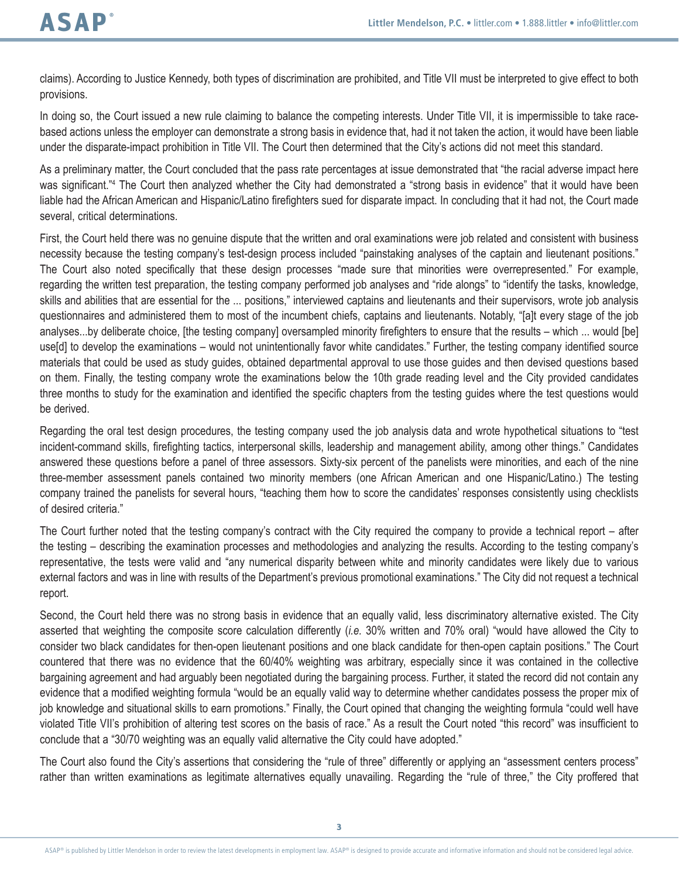claims). According to Justice Kennedy, both types of discrimination are prohibited, and Title VII must be interpreted to give effect to both provisions.

In doing so, the Court issued a new rule claiming to balance the competing interests. Under Title VII, it is impermissible to take race-based actions unless the employer can demonstrate a strong basis in evidence that, had it not taken the action, it would have been liable under the disparate-impact prohibition in Title VII. The Court then determined that the City's actions did not meet this standard.

As a preliminary matter, the Court concluded that the pass rate percentages at issue demonstrated that "the racial adverse impact here was significant."[4] The Court then analyzed whether the City had demonstrated a "strong basis in evidence" that it would have been liable had the African American and Hispanic/Latino firefighters sued for disparate impact. In concluding that it had not, the Court made several, critical determinations.

First, the Court held there was no genuine dispute that the written and oral examinations were job related and consistent with business necessity because the testing company's test-design process included "painstaking analyses of the captain and lieutenant positions." The Court also noted specifically that these design processes "made sure that minorities were overrepresented." For example, regarding the written test preparation, the testing company performed job analyses and "ride alongs" to "identify the tasks, knowledge, skills and abilities that are essential for the ... positions," interviewed captains and lieutenants and their supervisors, wrote job analysis questionnaires and administered them to most of the incumbent chiefs, captains and lieutenants. Notably, "[a]t every stage of the job analyses...by deliberate choice, [the testing company] oversampled minority firefighters to ensure that the results – which ... would [be] use[d] to develop the examinations – would not unintentionally favor white candidates." Further, the testing company identified source materials that could be used as study guides, obtained departmental approval to use those guides and then devised questions based on them. Finally, the testing company wrote the examinations below the 10th grade reading level and the City provided candidates three months to study for the examination and identified the specific chapters from the testing guides where the test questions would be derived.

Regarding the oral test design procedures, the testing company used the job analysis data and wrote hypothetical situations to "test incident-command skills, firefighting tactics, interpersonal skills, leadership and management ability, among other things." Candidates answered these questions before a panel of three assessors. Sixty-six percent of the panelists were minorities, and each of the nine three-member assessment panels contained two minority members (one African American and one Hispanic/Latino.) The testing company trained the panelists for several hours, "teaching them how to score the candidates' responses consistently using checklists of desired criteria."

The Court further noted that the testing company's contract with the City required the company to provide a technical report – after the testing – describing the examination processes and methodologies and analyzing the results. According to the testing company's representative, the tests were valid and "any numerical disparity between white and minority candidates were likely due to various external factors and was in line with results of the Department's previous promotional examinations." The City did not request a technical report.

Second, the Court held there was no strong basis in evidence that an equally valid, less discriminatory alternative existed. The City asserted that weighting the composite score calculation differently (*i.e.* 30% written and 70% oral) "would have allowed the City to consider two black candidates for then-open lieutenant positions and one black candidate for then-open captain positions." The Court countered that there was no evidence that the 60/40% weighting was arbitrary, especially since it was contained in the collective bargaining agreement and had arguably been negotiated during the bargaining process. Further, it stated the record did not contain any evidence that a modified weighting formula "would be an equally valid way to determine whether candidates possess the proper mix of job knowledge and situational skills to earn promotions." Finally, the Court opined that changing the weighting formula "could well have violated Title VII's prohibition of altering test scores on the basis of race." As a result the Court noted "this record" was insufficient to conclude that a "30/70 weighting was an equally valid alternative the City could have adopted."

The Court also found the City's assertions that considering the "rule of three" differently or applying an "assessment centers process" rather than written examinations as legitimate alternatives equally unavailing. Regarding the "rule of three," the City proffered that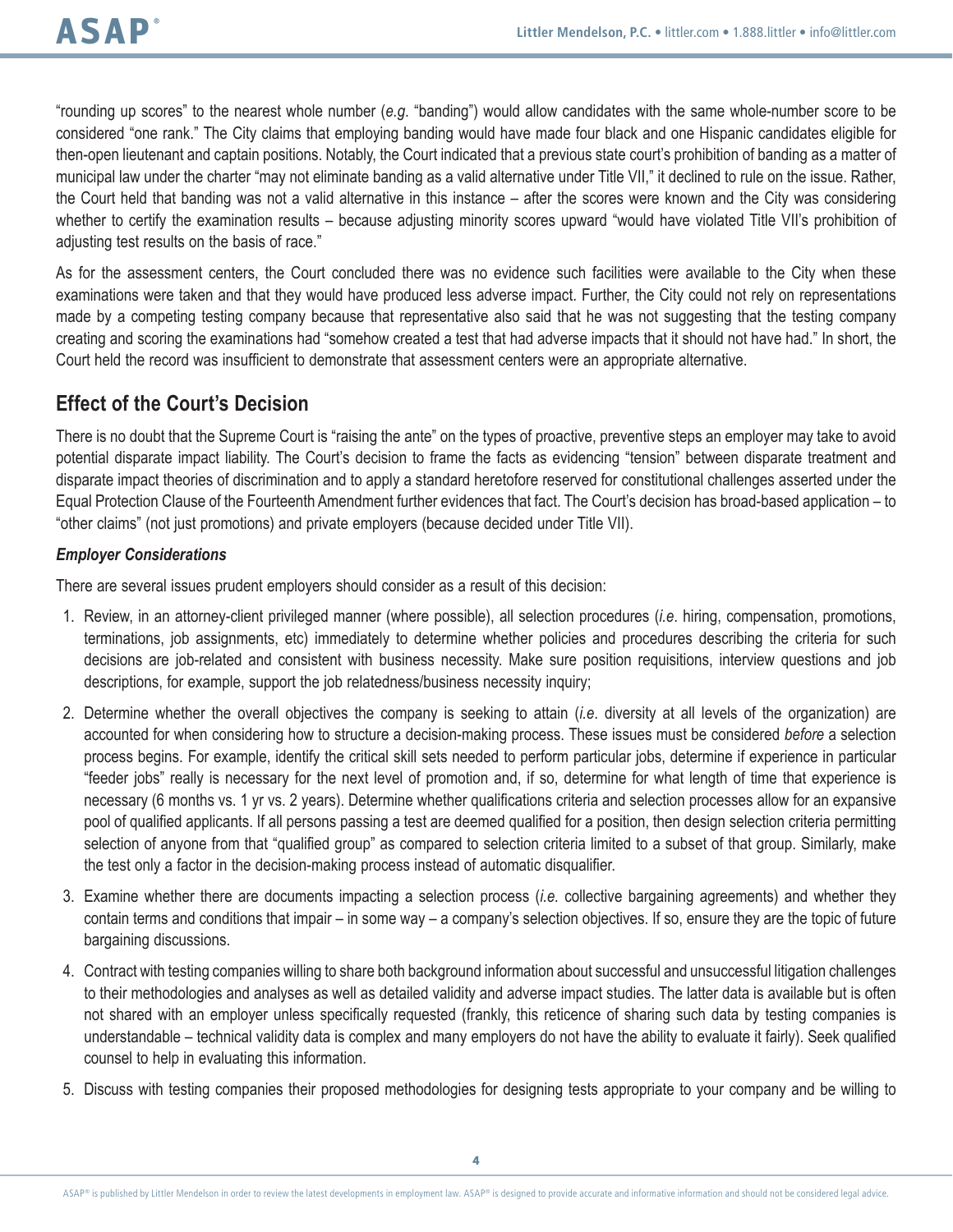"rounding up scores" to the nearest whole number (*e.g.* "banding") would allow candidates with the same whole-number score to be considered "one rank." The City claims that employing banding would have made four black and one Hispanic candidates eligible for then-open lieutenant and captain positions. Notably, the Court indicated that a previous state court's prohibition of banding as a matter of municipal law under the charter "may not eliminate banding as a valid alternative under Title VII," it declined to rule on the issue. Rather, the Court held that banding was not a valid alternative in this instance – after the scores were known and the City was considering whether to certify the examination results – because adjusting minority scores upward "would have violated Title VII's prohibition of adjusting test results on the basis of race."

As for the assessment centers, the Court concluded there was no evidence such facilities were available to the City when these examinations were taken and that they would have produced less adverse impact. Further, the City could not rely on representations made by a competing testing company because that representative also said that he was not suggesting that the testing company creating and scoring the examinations had "somehow created a test that had adverse impacts that it should not have had." In short, the Court held the record was insufficient to demonstrate that assessment centers were an appropriate alternative.

## Effect of the Court's Decision

There is no doubt that the Supreme Court is "raising the ante" on the types of proactive, preventive steps an employer may take to avoid potential disparate impact liability. The Court's decision to frame the facts as evidencing "tension" between disparate treatment and disparate impact theories of discrimination and to apply a standard heretofore reserved for constitutional challenges asserted under the Equal Protection Clause of the Fourteenth Amendment further evidences that fact. The Court's decision has broad-based application – to "other claims" (not just promotions) and private employers (because decided under Title VII).

### *Employer Considerations*

There are several issues prudent employers should consider as a result of this decision:

1. Review, in an attorney-client privileged manner (where possible), all selection procedures (*i.e.* hiring, compensation, promotions, terminations, job assignments, etc) immediately to determine whether policies and procedures describing the criteria for such decisions are job-related and consistent with business necessity. Make sure position requisitions, interview questions and job descriptions, for example, support the job relatedness/business necessity inquiry;
2. Determine whether the overall objectives the company is seeking to attain (*i.e.* diversity at all levels of the organization) are accounted for when considering how to structure a decision-making process. These issues must be considered *before* a selection process begins. For example, identify the critical skill sets needed to perform particular jobs, determine if experience in particular "feeder jobs" really is necessary for the next level of promotion and, if so, determine for what length of time that experience is necessary (6 months vs. 1 yr vs. 2 years). Determine whether qualifications criteria and selection processes allow for an expansive pool of qualified applicants. If all persons passing a test are deemed qualified for a position, then design selection criteria permitting selection of anyone from that "qualified group" as compared to selection criteria limited to a subset of that group. Similarly, make the test only a factor in the decision-making process instead of automatic disqualifier.
3. Examine whether there are documents impacting a selection process (*i.e.* collective bargaining agreements) and whether they contain terms and conditions that impair – in some way – a company's selection objectives. If so, ensure they are the topic of future bargaining discussions.
4. Contract with testing companies willing to share both background information about successful and unsuccessful litigation challenges to their methodologies and analyses as well as detailed validity and adverse impact studies. The latter data is available but is often not shared with an employer unless specifically requested (frankly, this reticence of sharing such data by testing companies is understandable – technical validity data is complex and many employers do not have the ability to evaluate it fairly). Seek qualified counsel to help in evaluating this information.
5. Discuss with testing companies their proposed methodologies for designing tests appropriate to your company and be willing to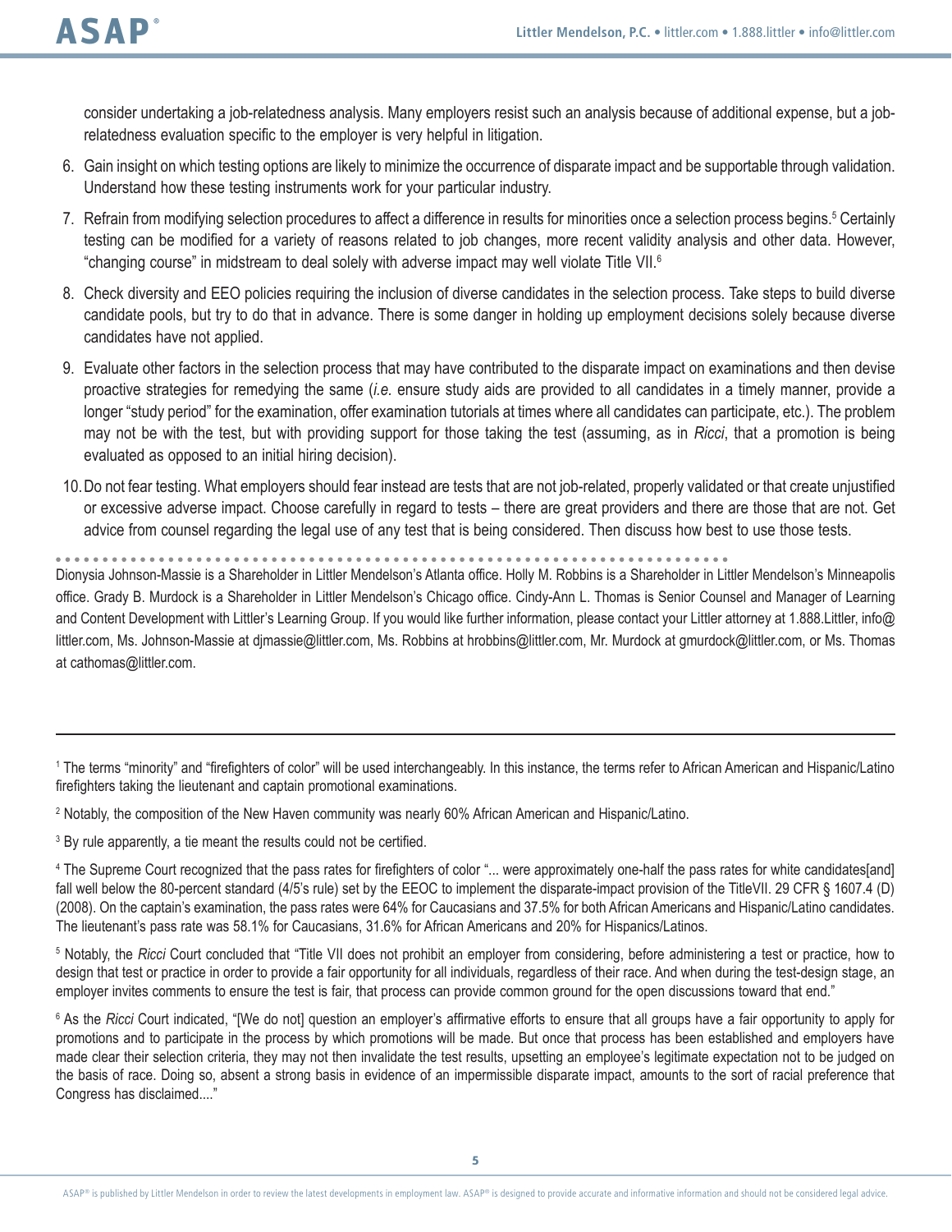consider undertaking a job-relatedness analysis. Many employers resist such an analysis because of additional expense, but a job-relatedness evaluation specific to the employer is very helpful in litigation.

6. Gain insight on which testing options are likely to minimize the occurrence of disparate impact and be supportable through validation. Understand how these testing instruments work for your particular industry.
7. Refrain from modifying selection procedures to affect a difference in results for minorities once a selection process begins.[5] Certainly testing can be modified for a variety of reasons related to job changes, more recent validity analysis and other data. However, "changing course" in midstream to deal solely with adverse impact may well violate Title VII.[6]
8. Check diversity and EEO policies requiring the inclusion of diverse candidates in the selection process. Take steps to build diverse candidate pools, but try to do that in advance. There is some danger in holding up employment decisions solely because diverse candidates have not applied.
9. Evaluate other factors in the selection process that may have contributed to the disparate impact on examinations and then devise proactive strategies for remedying the same (*i.e.* ensure study aids are provided to all candidates in a timely manner, provide a longer "study period" for the examination, offer examination tutorials at times where all candidates can participate, etc.). The problem may not be with the test, but with providing support for those taking the test (assuming, as in *Ricci*, that a promotion is being evaluated as opposed to an initial hiring decision).
10. Do not fear testing. What employers should fear instead are tests that are not job-related, properly validated or that create unjustified or excessive adverse impact. Choose carefully in regard to tests – there are great providers and there are those that are not. Get advice from counsel regarding the legal use of any test that is being considered. Then discuss how best to use those tests.

---

Dionysia Johnson-Massie is a Shareholder in Littler Mendelson's Atlanta office. Holly M. Robbins is a Shareholder in Littler Mendelson's Minneapolis office. Grady B. Murdock is a Shareholder in Littler Mendelson's Chicago office. Cindy-Ann L. Thomas is Senior Counsel and Manager of Learning and Content Development with Littler's Learning Group. If you would like further information, please contact your Littler attorney at 1.888.Littler, info@littler.com, Ms. Johnson-Massie at djmassie@littler.com, Ms. Robbins at hrobbins@littler.com, Mr. Murdock at gmurdock@littler.com, or Ms. Thomas at cathomas@littler.com.

---

[1] The terms "minority" and "firefighters of color" will be used interchangeably. In this instance, the terms refer to African American and Hispanic/Latino firefighters taking the lieutenant and captain promotional examinations.

[2] Notably, the composition of the New Haven community was nearly 60% African American and Hispanic/Latino.

[3] By rule apparently, a tie meant the results could not be certified.

[4] The Supreme Court recognized that the pass rates for firefighters of color "... were approximately one-half the pass rates for white candidates[and] fall well below the 80-percent standard (4/5's rule) set by the EEOC to implement the disparate-impact provision of the TitleVII. 29 CFR § 1607.4 (D) (2008). On the captain's examination, the pass rates were 64% for Caucasians and 37.5% for both African Americans and Hispanic/Latino candidates. The lieutenant's pass rate was 58.1% for Caucasians, 31.6% for African Americans and 20% for Hispanics/Latinos.

[5] Notably, the *Ricci* Court concluded that "Title VII does not prohibit an employer from considering, before administering a test or practice, how to design that test or practice in order to provide a fair opportunity for all individuals, regardless of their race. And when during the test-design stage, an employer invites comments to ensure the test is fair, that process can provide common ground for the open discussions toward that end."

[6] As the *Ricci* Court indicated, "[We do not] question an employer's affirmative efforts to ensure that all groups have a fair opportunity to apply for promotions and to participate in the process by which promotions will be made. But once that process has been established and employers have made clear their selection criteria, they may not then invalidate the test results, upsetting an employee's legitimate expectation not to be judged on the basis of race. Doing so, absent a strong basis in evidence of an impermissible disparate impact, amounts to the sort of racial preference that Congress has disclaimed...."